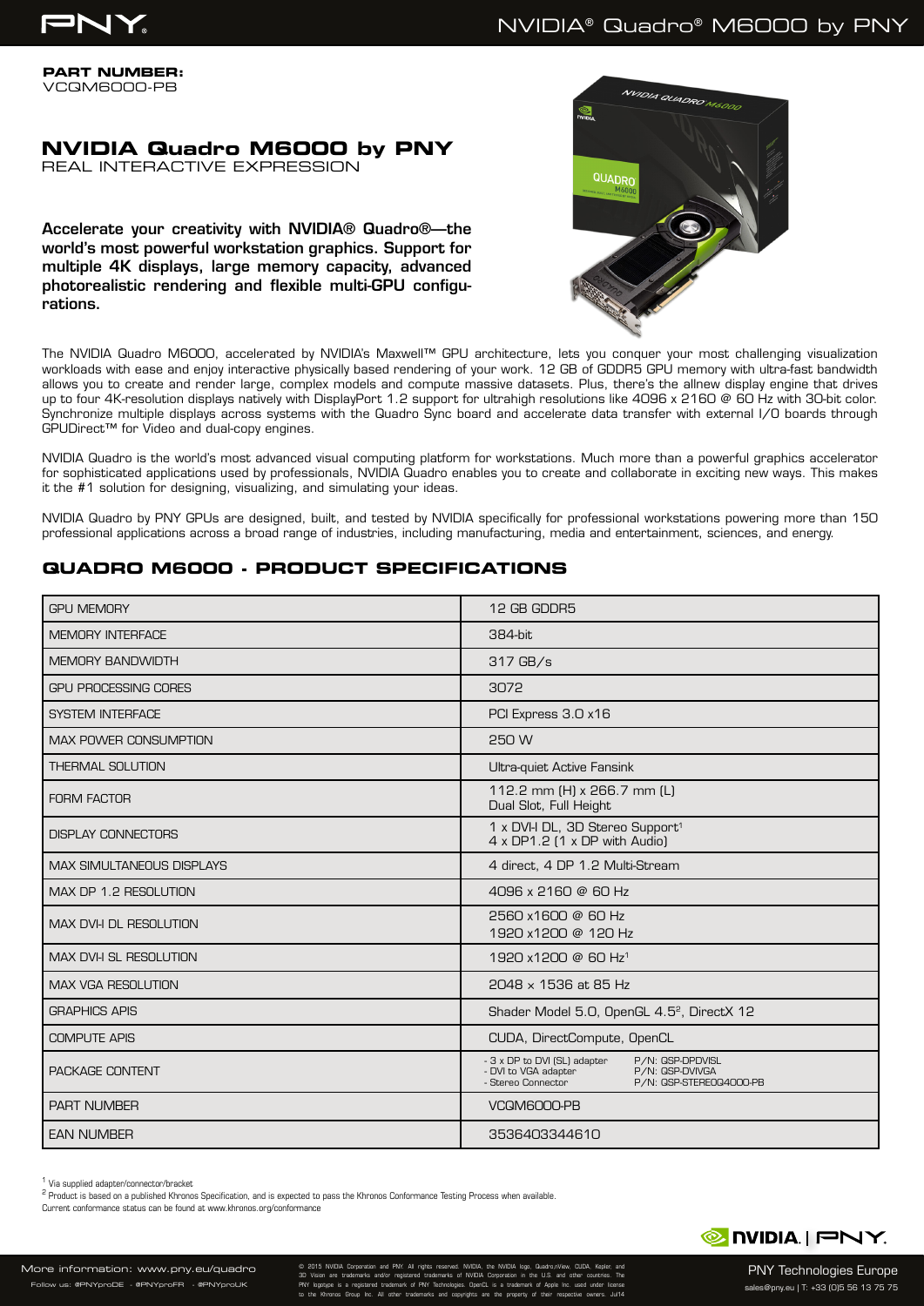**PART NUMBER:**
VCQM6000-PB

# NVIDIA Quadro M6000 by PNY

REAL INTERACTIVE EXPRESSION

**Accelerate your creativity with NVIDIA® Quadro®—the world's most powerful workstation graphics. Support for multiple 4K displays, large memory capacity, advanced photorealistic rendering and flexible multi-GPU configurations.**

The NVIDIA Quadro M6000, accelerated by NVIDIA's Maxwell™ GPU architecture, lets you conquer your most challenging visualization workloads with ease and enjoy interactive physically based rendering of your work. 12 GB of GDDR5 GPU memory with ultra-fast bandwidth allows you to create and render large, complex models and compute massive datasets. Plus, there's the allnew display engine that drives up to four 4K-resolution displays natively with DisplayPort 1.2 support for ultrahigh resolutions like 4096 x 2160 @ 60 Hz with 30-bit color. Synchronize multiple displays across systems with the Quadro Sync board and accelerate data transfer with external I/O boards through GPUDirect™ for Video and dual-copy engines.

NVIDIA Quadro is the world's most advanced visual computing platform for workstations. Much more than a powerful graphics accelerator for sophisticated applications used by professionals, NVIDIA Quadro enables you to create and collaborate in exciting new ways. This makes it the #1 solution for designing, visualizing, and simulating your ideas.

NVIDIA Quadro by PNY GPUs are designed, built, and tested by NVIDIA specifically for professional workstations powering more than 150 professional applications across a broad range of industries, including manufacturing, media and entertainment, sciences, and energy.

## QUADRO M6000 - PRODUCT SPECIFICATIONS

| | |
|---|---|
| GPU MEMORY | 12 GB GDDR5 |
| MEMORY INTERFACE | 384-bit |
| MEMORY BANDWIDTH | 317 GB/s |
| GPU PROCESSING CORES | 3072 |
| SYSTEM INTERFACE | PCI Express 3.0 x16 |
| MAX POWER CONSUMPTION | 250 W |
| THERMAL SOLUTION | Ultra-quiet Active Fansink |
| FORM FACTOR | 112.2 mm (H) x 266.7 mm (L)<br>Dual Slot, Full Height |
| DISPLAY CONNECTORS | 1 x DVI-I DL, 3D Stereo Support[1]<br>4 x DP1.2 (1 x DP with Audio) |
| MAX SIMULTANEOUS DISPLAYS | 4 direct, 4 DP 1.2 Multi-Stream |
| MAX DP 1.2 RESOLUTION | 4096 x 2160 @ 60 Hz |
| MAX DVI-I DL RESOLUTION | 2560 x1600 @ 60 Hz<br>1920 x1200 @ 120 Hz |
| MAX DVI-I SL RESOLUTION | 1920 x1200 @ 60 Hz[1] |
| MAX VGA RESOLUTION | 2048 x 1536 at 85 Hz |
| GRAPHICS APIS | Shader Model 5.0, OpenGL 4.5[2], DirectX 12 |
| COMPUTE APIS | CUDA, DirectCompute, OpenCL |
| PACKAGE CONTENT | - 3 x DP to DVI (SL) adapter P/N: QSP-DPDVISL<br>- DVI to VGA adapter P/N: QSP-DVIVGA<br>- Stereo Connector P/N: QSP-STEREOQ4000-PB |
| PART NUMBER | VCQM6000-PB |
| EAN NUMBER | 3536403344610 |

[1] Via supplied adapter/connector/bracket
[2] Product is based on a published Khronos Specification, and is expected to pass the Khronos Conformance Testing Process when available.
Current conformance status can be found at www.khronos.org/conformance

More information: www.pny.eu/quadro
Follow us: @PNYproDE - @PNYproFR - @PNYproUK

© 2015 NVIDIA Corporation and PNY. All rights reserved. NVIDIA, the NVIDIA logo, Quadro,nView, CUDA, Kepler, and 3D Vision are trademarks and/or registered trademarks of NVIDIA Corporation in the U.S. and other countries. The PNY logotype is a registered trademark of PNY Technologies. OpenCL is a trademark of Apple Inc. used under license to the Khronos Group Inc. All other trademarks and copyrights are the property of their respective owners. Jul14

PNY Technologies Europe
sales@pny.eu | T: +33 (0)5 56 13 75 75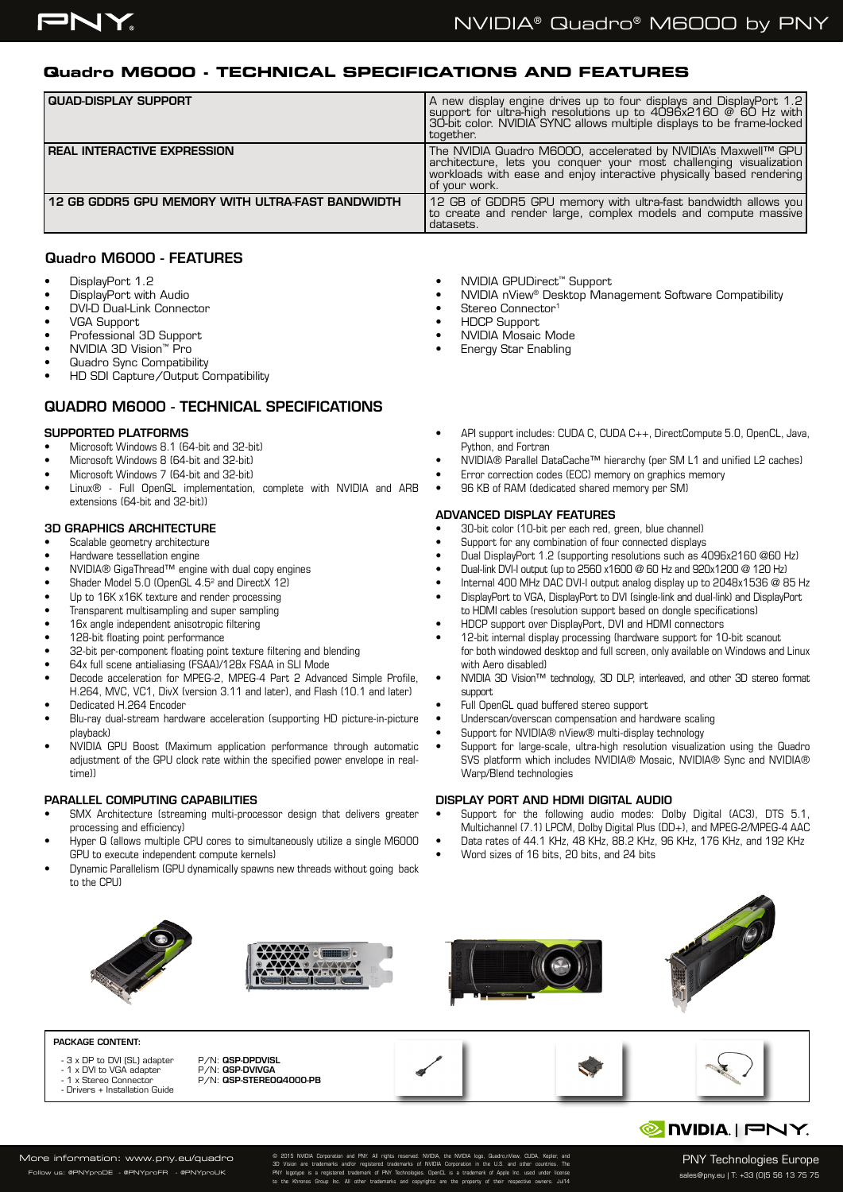# Quadro M6000 - TECHNICAL SPECIFICATIONS AND FEATURES

| | |
|---|---|
| **QUAD-DISPLAY SUPPORT** | A new display engine drives up to four displays and DisplayPort 1.2 support for ultra-high resolutions up to 4096x2160 @ 60 Hz with 30-bit color. NVIDIA SYNC allows multiple displays to be frame-locked together. |
| **REAL INTERACTIVE EXPRESSION** | The NVIDIA Quadro M6000, accelerated by NVIDIA's Maxwell™ GPU architecture, lets you conquer your most challenging visualization workloads with ease and enjoy interactive physically based rendering of your work. |
| **12 GB GDDR5 GPU MEMORY WITH ULTRA-FAST BANDWIDTH** | 12 GB of GDDR5 GPU memory with ultra-fast bandwidth allows you to create and render large, complex models and compute massive datasets. |

## Quadro M6000 - FEATURES

- DisplayPort 1.2
- DisplayPort with Audio
- DVI-D Dual-Link Connector
- VGA Support
- Professional 3D Support
- NVIDIA 3D Vision™ Pro
- Quadro Sync Compatibility
- HD SDI Capture/Output Compatibility
- NVIDIA GPUDirect™ Support
- NVIDIA nView® Desktop Management Software Compatibility
- Stereo Connector[1]
- HDCP Support
- NVIDIA Mosaic Mode
- Energy Star Enabling

## QUADRO M6000 - TECHNICAL SPECIFICATIONS

### SUPPORTED PLATFORMS

- Microsoft Windows 8.1 (64-bit and 32-bit)
- Microsoft Windows 8 (64-bit and 32-bit)
- Microsoft Windows 7 (64-bit and 32-bit)
- Linux® - Full OpenGL implementation, complete with NVIDIA and ARB extensions (64-bit and 32-bit))

### 3D GRAPHICS ARCHITECTURE

- Scalable geometry architecture
- Hardware tessellation engine
- NVIDIA® GigaThread™ engine with dual copy engines
- Shader Model 5.0 (OpenGL 4.5[2] and DirectX 12)
- Up to 16K x16K texture and render processing
- Transparent multisampling and super sampling
- 16x angle independent anisotropic filtering
- 128-bit floating point performance
- 32-bit per-component floating point texture filtering and blending
- 64x full scene antialiasing (FSAA)/128x FSAA in SLI Mode
- Decode acceleration for MPEG-2, MPEG-4 Part 2 Advanced Simple Profile, H.264, MVC, VC1, DivX (version 3.11 and later), and Flash (10.1 and later)
- Dedicated H.264 Encoder
- Blu-ray dual-stream hardware acceleration (supporting HD picture-in-picture playback)
- NVIDIA GPU Boost (Maximum application performance through automatic adjustment of the GPU clock rate within the specified power envelope in real-time))

### PARALLEL COMPUTING CAPABILITIES

- SMX Architecture (streaming multi-processor design that delivers greater processing and efficiency)
- Hyper Q (allows multiple CPU cores to simultaneously utilize a single M6000 GPU to execute independent compute kernels)
- Dynamic Parallelism (GPU dynamically spawns new threads without going back to the CPU)
- API support includes: CUDA C, CUDA C++, DirectCompute 5.0, OpenCL, Java, Python, and Fortran
- NVIDIA® Parallel DataCache™ hierarchy (per SM L1 and unified L2 caches)
- Error correction codes (ECC) memory on graphics memory
- 96 KB of RAM (dedicated shared memory per SM)

### ADVANCED DISPLAY FEATURES

- 30-bit color (10-bit per each red, green, blue channel)
- Support for any combination of four connected displays
- Dual DisplayPort 1.2 (supporting resolutions such as 4096x2160 @60 Hz)
- Dual-link DVI-I output (up to 2560 x1600 @ 60 Hz and 920x1200 @ 120 Hz)
- Internal 400 MHz DAC DVI-I output analog display up to 2048x1536 @ 85 Hz
- DisplayPort to VGA, DisplayPort to DVI (single-link and dual-link) and DisplayPort to HDMI cables (resolution support based on dongle specifications)
- HDCP support over DisplayPort, DVI and HDMI connectors
- 12-bit internal display processing (hardware support for 10-bit scanout for both windowed desktop and full screen, only available on Windows and Linux with Aero disabled)
- NVIDIA 3D Vision™ technology, 3D DLP, interleaved, and other 3D stereo format support
- Full OpenGL quad buffered stereo support
- Underscan/overscan compensation and hardware scaling
- Support for NVIDIA® nView® multi-display technology
- Support for large-scale, ultra-high resolution visualization using the Quadro SVS platform which includes NVIDIA® Mosaic, NVIDIA® Sync and NVIDIA® Warp/Blend technologies

### DISPLAY PORT AND HDMI DIGITAL AUDIO

- Support for the following audio modes: Dolby Digital (AC3), DTS 5.1, Multichannel (7.1) LPCM, Dolby Digital Plus (DD+), and MPEG-2/MPEG-4 AAC
- Data rates of 44.1 KHz, 48 KHz, 88.2 KHz, 96 KHz, 176 KHz, and 192 KHz
- Word sizes of 16 bits, 20 bits, and 24 bits

**PACKAGE CONTENT:**

- 3 x DP to DVI (SL) adapter — P/N: **QSP-DPDVISL**
- 1 x DVI to VGA adapter — P/N: **QSP-DVIGA**
- 1 x Stereo Connector — P/N: **QSP-STEREOQ4000-PB**
- Drivers + Installation Guide

More information: www.pny.eu/quadro
Follow us: @PNYproDE - @PNYproFR - @PNYproUK

© 2015 NVIDIA Corporation and PNY. All rights reserved. NVIDIA, the NVIDIA logo, Quadro,nView, CUDA, Kepler, and 3D Vision are trademarks and/or registered trademarks of NVIDIA Corporation in the U.S. and other countries. The PNY logotype is a registered trademark of PNY Technologies. OpenCL is a trademark of Apple Inc. used under license to the Khronos Group Inc. All other trademarks and copyrights are the property of their respective owners. Jul14

PNY Technologies Europe
sales@pny.eu | T: +33 (0)5 56 13 75 75